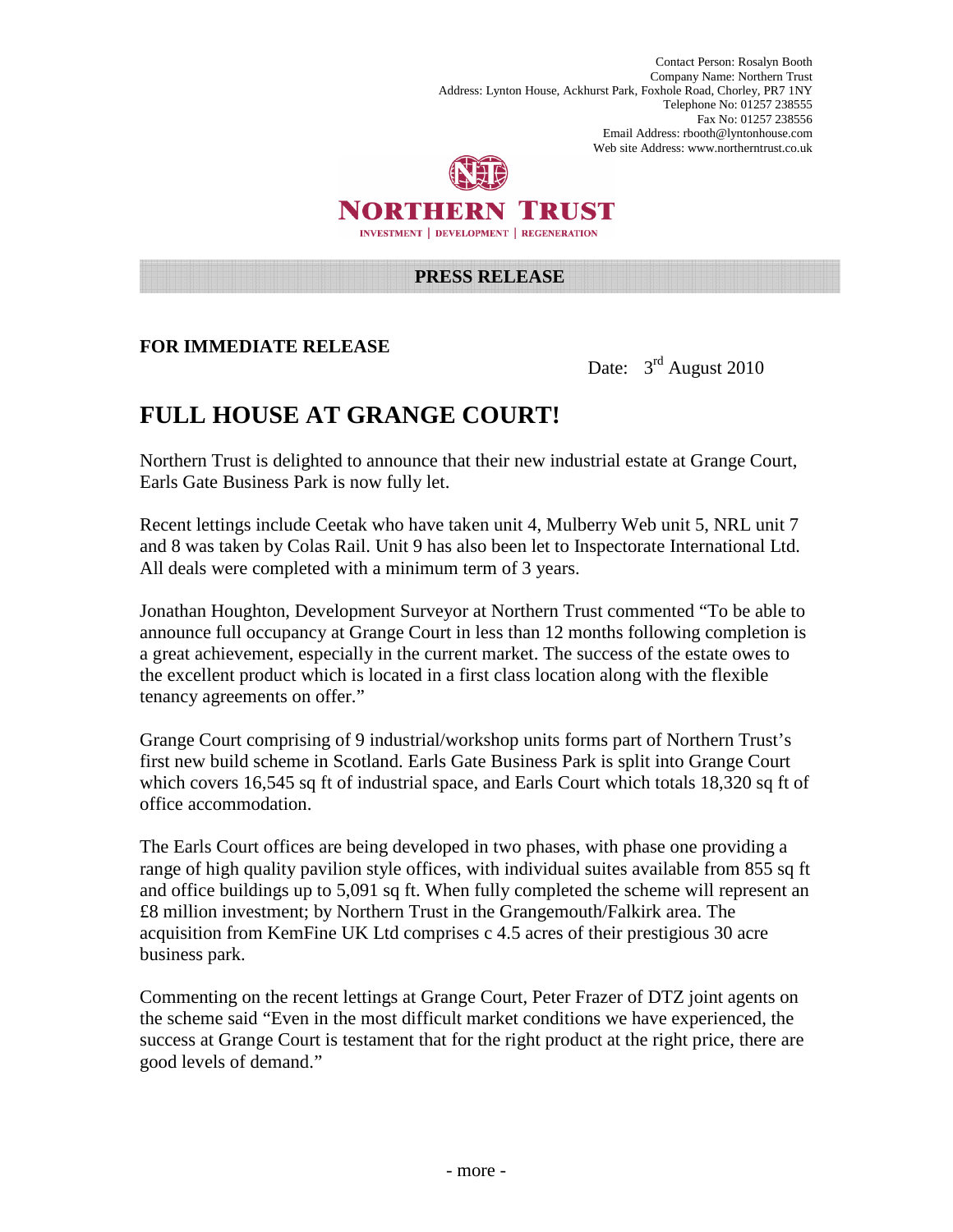Contact Person: Rosalyn Booth
Company Name: Northern Trust
Address: Lynton House, Ackhurst Park, Foxhole Road, Chorley, PR7 1NY
Telephone No: 01257 238555
Fax No: 01257 238556
Email Address: rbooth@lyntonhouse.com
Web site Address: www.northerntrust.co.uk

**NORTHERN TRUST**

INVESTMENT | DEVELOPMENT | REGENERATION

**PRESS RELEASE**

**FOR IMMEDIATE RELEASE**

Date: 3rd August 2010

# FULL HOUSE AT GRANGE COURT!

Northern Trust is delighted to announce that their new industrial estate at Grange Court, Earls Gate Business Park is now fully let.

Recent lettings include Ceetak who have taken unit 4, Mulberry Web unit 5, NRL unit 7 and 8 was taken by Colas Rail. Unit 9 has also been let to Inspectorate International Ltd. All deals were completed with a minimum term of 3 years.

Jonathan Houghton, Development Surveyor at Northern Trust commented "To be able to announce full occupancy at Grange Court in less than 12 months following completion is a great achievement, especially in the current market. The success of the estate owes to the excellent product which is located in a first class location along with the flexible tenancy agreements on offer."

Grange Court comprising of 9 industrial/workshop units forms part of Northern Trust's first new build scheme in Scotland. Earls Gate Business Park is split into Grange Court which covers 16,545 sq ft of industrial space, and Earls Court which totals 18,320 sq ft of office accommodation.

The Earls Court offices are being developed in two phases, with phase one providing a range of high quality pavilion style offices, with individual suites available from 855 sq ft and office buildings up to 5,091 sq ft. When fully completed the scheme will represent an £8 million investment; by Northern Trust in the Grangemouth/Falkirk area. The acquisition from KemFine UK Ltd comprises c 4.5 acres of their prestigious 30 acre business park.

Commenting on the recent lettings at Grange Court, Peter Frazer of DTZ joint agents on the scheme said "Even in the most difficult market conditions we have experienced, the success at Grange Court is testament that for the right product at the right price, there are good levels of demand."

- more -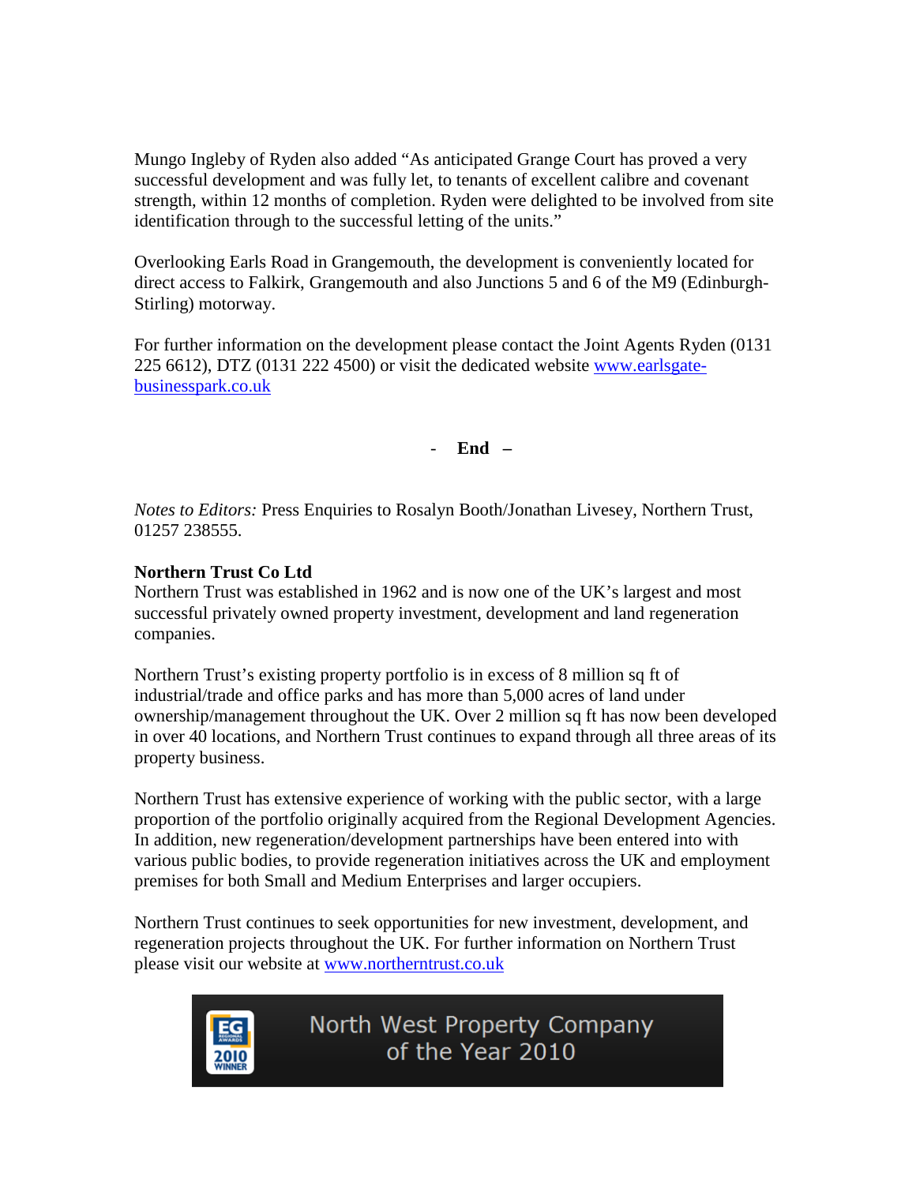Mungo Ingleby of Ryden also added "As anticipated Grange Court has proved a very successful development and was fully let, to tenants of excellent calibre and covenant strength, within 12 months of completion. Ryden were delighted to be involved from site identification through to the successful letting of the units."

Overlooking Earls Road in Grangemouth, the development is conveniently located for direct access to Falkirk, Grangemouth and also Junctions 5 and 6 of the M9 (Edinburgh-Stirling) motorway.

For further information on the development please contact the Joint Agents Ryden (0131 225 6612), DTZ (0131 222 4500) or visit the dedicated website www.earlsgate-businesspark.co.uk

**- End –**

*Notes to Editors:* Press Enquiries to Rosalyn Booth/Jonathan Livesey, Northern Trust, 01257 238555.

**Northern Trust Co Ltd**

Northern Trust was established in 1962 and is now one of the UK's largest and most successful privately owned property investment, development and land regeneration companies.

Northern Trust's existing property portfolio is in excess of 8 million sq ft of industrial/trade and office parks and has more than 5,000 acres of land under ownership/management throughout the UK. Over 2 million sq ft has now been developed in over 40 locations, and Northern Trust continues to expand through all three areas of its property business.

Northern Trust has extensive experience of working with the public sector, with a large proportion of the portfolio originally acquired from the Regional Development Agencies. In addition, new regeneration/development partnerships have been entered into with various public bodies, to provide regeneration initiatives across the UK and employment premises for both Small and Medium Enterprises and larger occupiers.

Northern Trust continues to seek opportunities for new investment, development, and regeneration projects throughout the UK. For further information on Northern Trust please visit our website at www.northerntrust.co.uk

EG Regional Awards 2010 Winner

North West Property Company of the Year 2010